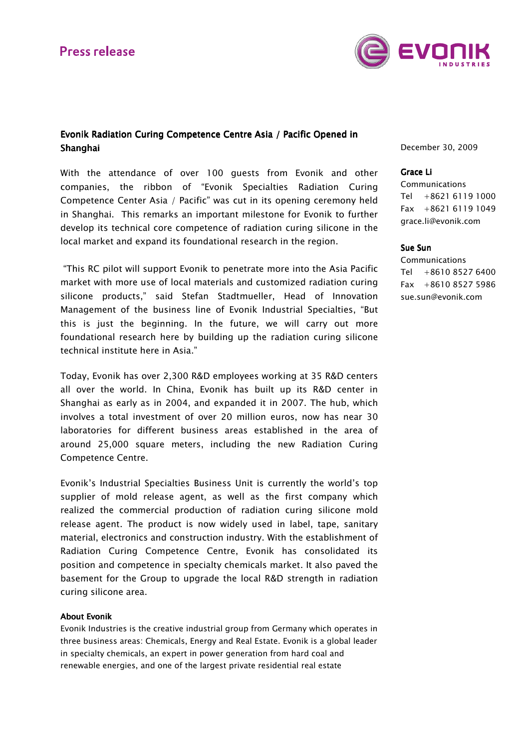Press release

# Evonik Radiation Curing Competence Centre Asia / Pacific Opened in Shanghai

December 30, 2009

**Grace Li**
Communications
Tel +8621 6119 1000
Fax +8621 6119 1049
grace.li@evonik.com

**Sue Sun**
Communications
Tel +8610 8527 6400
Fax +8610 8527 5986
sue.sun@evonik.com

With the attendance of over 100 guests from Evonik and other companies, the ribbon of "Evonik Specialties Radiation Curing Competence Center Asia / Pacific" was cut in its opening ceremony held in Shanghai. This remarks an important milestone for Evonik to further develop its technical core competence of radiation curing silicone in the local market and expand its foundational research in the region.

"This RC pilot will support Evonik to penetrate more into the Asia Pacific market with more use of local materials and customized radiation curing silicone products," said Stefan Stadtmueller, Head of Innovation Management of the business line of Evonik Industrial Specialties, "But this is just the beginning. In the future, we will carry out more foundational research here by building up the radiation curing silicone technical institute here in Asia."

Today, Evonik has over 2,300 R&D employees working at 35 R&D centers all over the world. In China, Evonik has built up its R&D center in Shanghai as early as in 2004, and expanded it in 2007. The hub, which involves a total investment of over 20 million euros, now has near 30 laboratories for different business areas established in the area of around 25,000 square meters, including the new Radiation Curing Competence Centre.

Evonik's Industrial Specialties Business Unit is currently the world's top supplier of mold release agent, as well as the first company which realized the commercial production of radiation curing silicone mold release agent. The product is now widely used in label, tape, sanitary material, electronics and construction industry. With the establishment of Radiation Curing Competence Centre, Evonik has consolidated its position and competence in specialty chemicals market. It also paved the basement for the Group to upgrade the local R&D strength in radiation curing silicone area.

**About Evonik**

Evonik Industries is the creative industrial group from Germany which operates in three business areas: Chemicals, Energy and Real Estate. Evonik is a global leader in specialty chemicals, an expert in power generation from hard coal and renewable energies, and one of the largest private residential real estate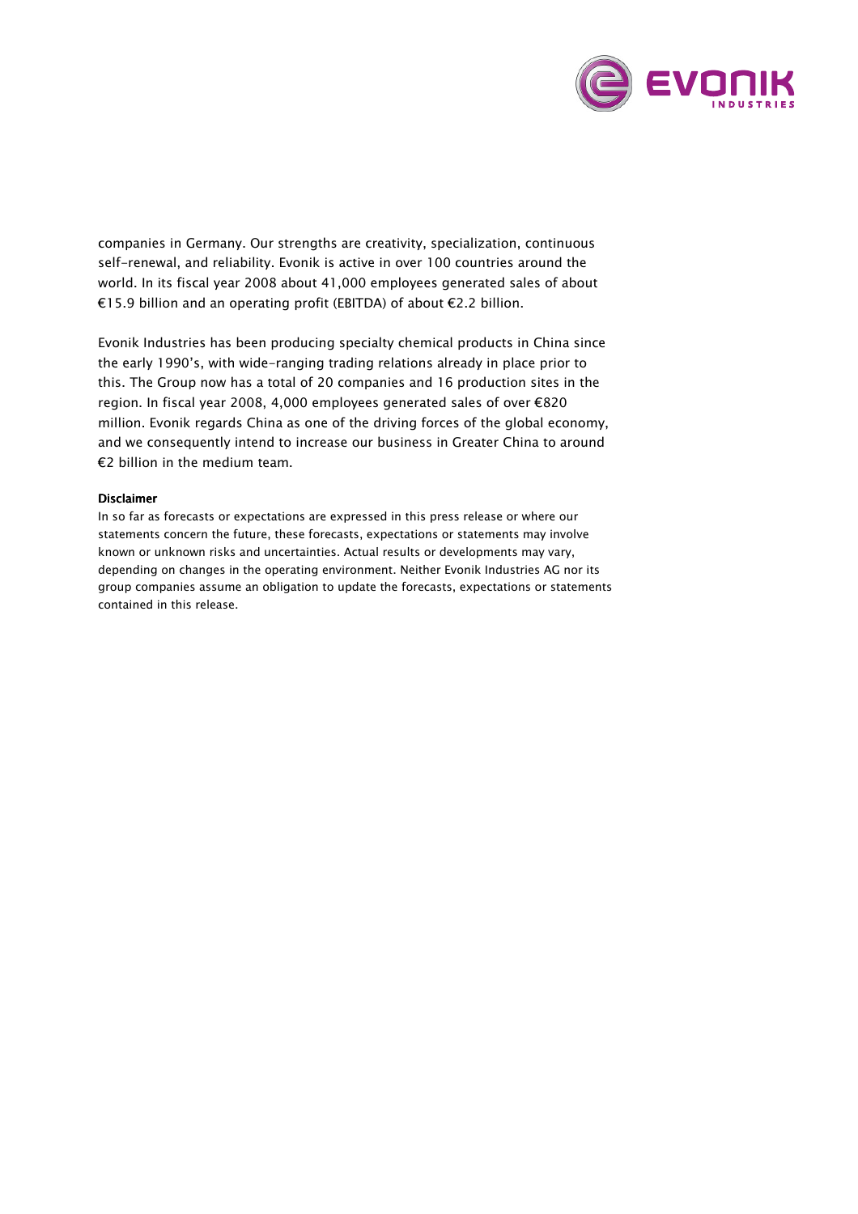companies in Germany. Our strengths are creativity, specialization, continuous self-renewal, and reliability. Evonik is active in over 100 countries around the world. In its fiscal year 2008 about 41,000 employees generated sales of about €15.9 billion and an operating profit (EBITDA) of about €2.2 billion.

Evonik Industries has been producing specialty chemical products in China since the early 1990's, with wide-ranging trading relations already in place prior to this. The Group now has a total of 20 companies and 16 production sites in the region. In fiscal year 2008, 4,000 employees generated sales of over €820 million. Evonik regards China as one of the driving forces of the global economy, and we consequently intend to increase our business in Greater China to around €2 billion in the medium team.

**Disclaimer**

In so far as forecasts or expectations are expressed in this press release or where our statements concern the future, these forecasts, expectations or statements may involve known or unknown risks and uncertainties. Actual results or developments may vary, depending on changes in the operating environment. Neither Evonik Industries AG nor its group companies assume an obligation to update the forecasts, expectations or statements contained in this release.